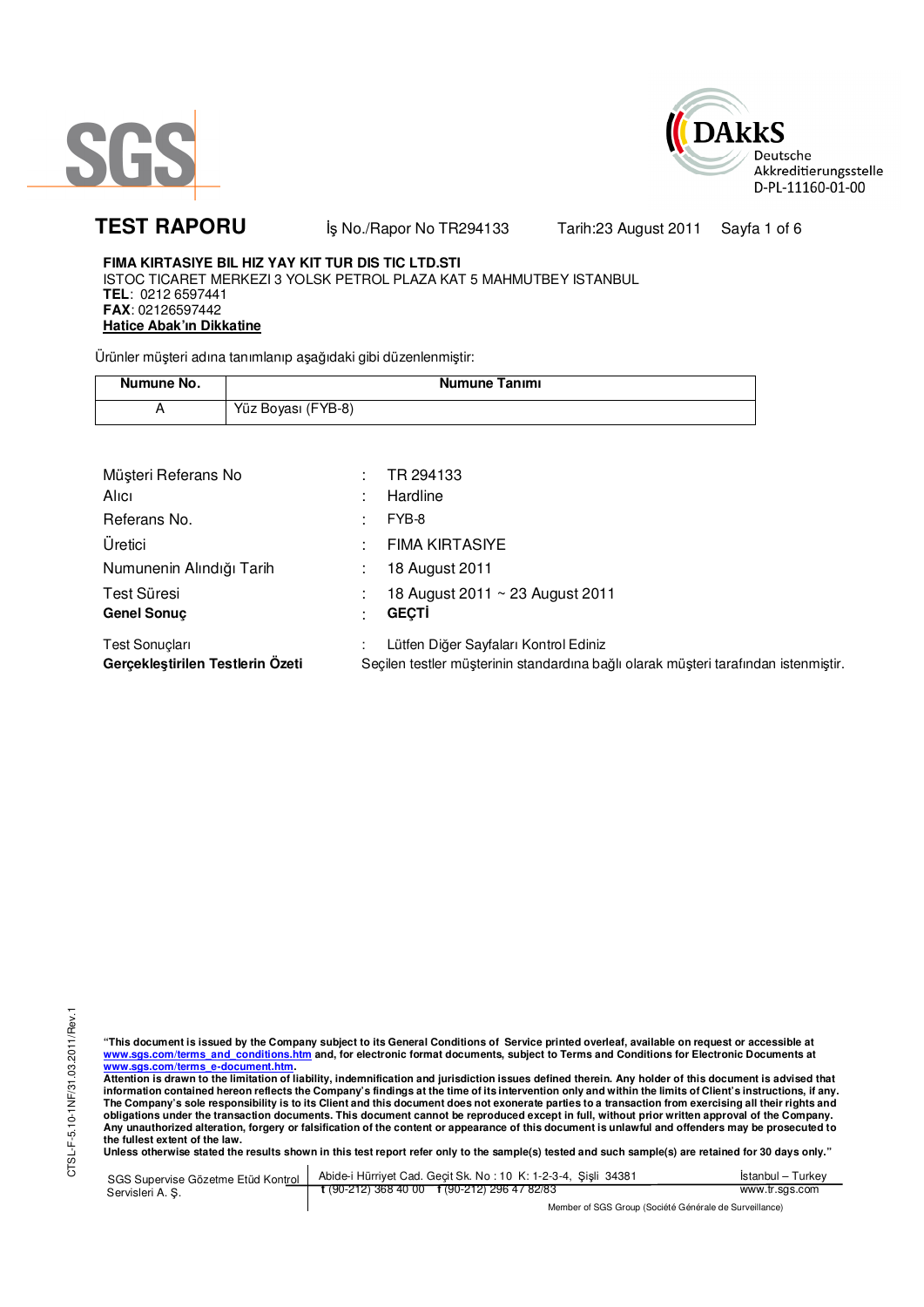SGS

DAkkS
Deutsche
Akkreditierungsstelle
D-PL-11160-01-00

# TEST RAPORU

İş No./Rapor No TR294133 Tarih:23 August 2011

**FIMA KIRTASIYE BIL HIZ YAY KIT TUR DIS TIC LTD.STI**
ISTOC TICARET MERKEZI 3 YOLSK PETROL PLAZA KAT 5 MAHMUTBEY ISTANBUL
**TEL**: 0212 6597441
**FAX**: 02126597442
**Hatice Abak'ın Dikkatine**

Ürünler müşteri adına tanımlanıp aşağıdaki gibi düzenlenmiştir:

| Numune No. | Numune Tanımı |
|---|---|
| A | Yüz Boyası (FYB-8) |

| | | |
|---|---|---|
| Müşteri Referans No | : | TR 294133 |
| Alıcı | : | Hardline |
| Referans No. | : | FYB-8 |
| Üretici | : | FIMA KIRTASIYE |
| Numunenin Alındığı Tarih | : | 18 August 2011 |
| Test Süresi | : | 18 August 2011 ~ 23 August 2011 |
| **Genel Sonuç** | : | **GEÇTİ** |
| Test Sonuçları | : | Lütfen Diğer Sayfaları Kontrol Ediniz |
| **Gerçekleştirilen Testlerin Özeti** | | Seçilen testler müşterinin standardına bağlı olarak müşteri tarafından istenmiştir. |

**"This document is issued by the Company subject to its General Conditions of Service printed overleaf, available on request or accessible at www.sgs.com/terms_and_conditions.htm and, for electronic format documents, subject to Terms and Conditions for Electronic Documents at www.sgs.com/terms_e-document.htm.**
**Attention is drawn to the limitation of liability, indemnification and jurisdiction issues defined therein. Any holder of this document is advised that information contained hereon reflects the Company's findings at the time of its intervention only and within the limits of Client's instructions, if any. The Company's sole responsibility is to its Client and this document does not exonerate parties to a transaction from exercising all their rights and obligations under the transaction documents. This document cannot be reproduced except in full, without prior written approval of the Company. Any unauthorized alteration, forgery or falsification of the content or appearance of this document is unlawful and offenders may be prosecuted to the fullest extent of the law.**
**Unless otherwise stated the results shown in this test report refer only to the sample(s) tested and such sample(s) are retained for 30 days only."**

SGS Supervise Gözetme Etüd Kontrol Servisleri A. Ş. | Abide-i Hürriyet Cad. Geçit Sk. No : 10 K: 1-2-3-4, Şişli 34381 | t (90-212) 368 40 00 f (90-212) 296 47 82/83 | İstanbul – Turkey | www.tr.sgs.com

Member of SGS Group (Société Générale de Surveillance)

CTSL-F-5.10-1NF/31.03.2011/Rev.1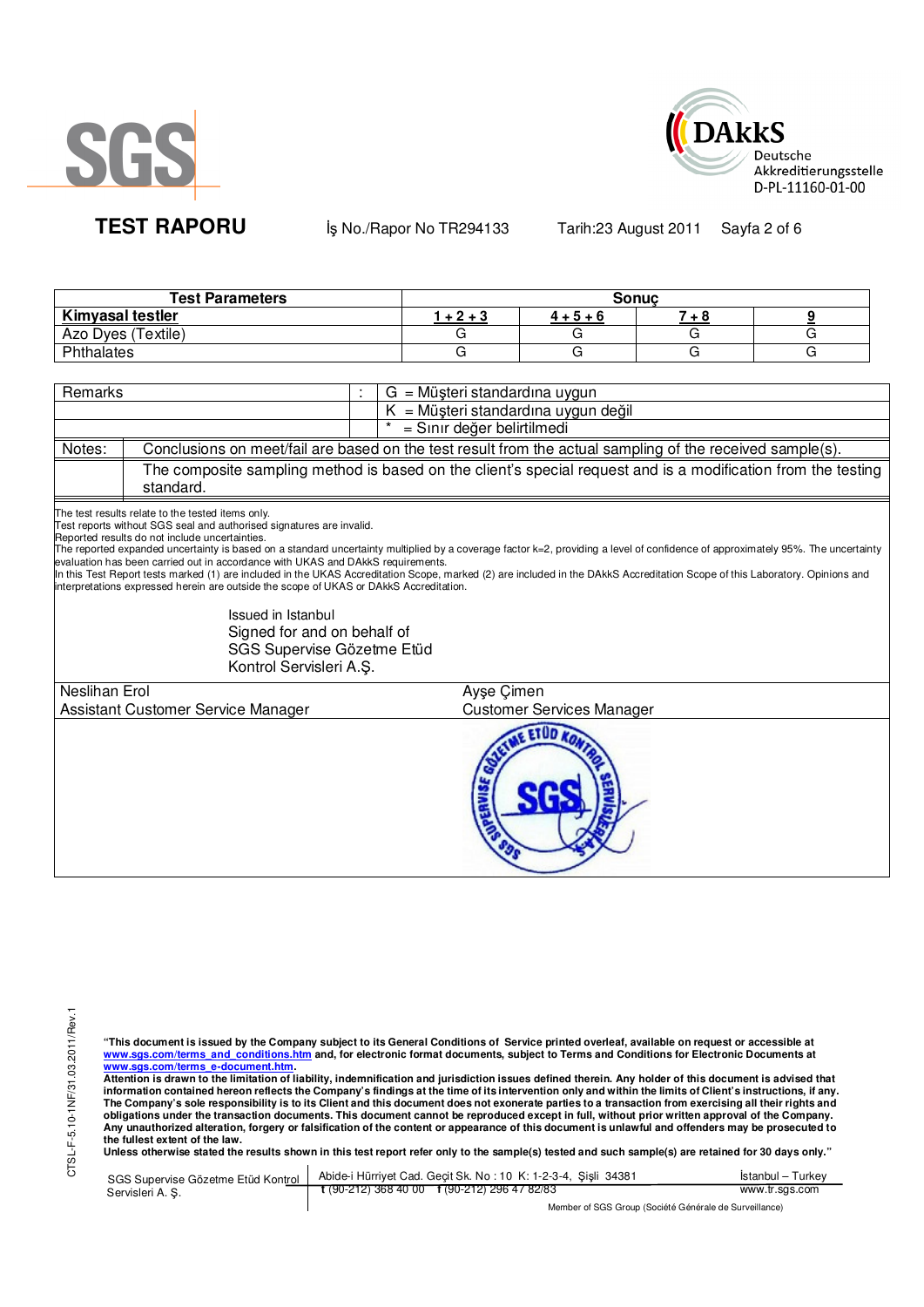# TEST RAPORU

İş No./Rapor No TR294133 Tarih:23 August 2011

| Test Parameters | Sonuç | | | |
|---|---|---|---|---|
| **Kimyasal testler** | **1 + 2 + 3** | **4 + 5 + 6** | **7 + 8** | **9** |
| Azo Dyes (Textile) | G | G | G | G |
| Phthalates | G | G | G | G |

| Remarks | : | G = Müşteri standardına uygun |
|---|---|---|
| | | K = Müşteri standardına uygun değil |
| | | * = Sınır değer belirtilmedi |

| Notes: | Conclusions on meet/fail are based on the test result from the actual sampling of the received sample(s). |
|---|---|
| | The composite sampling method is based on the client's special request and is a modification from the testing standard. |

The test results relate to the tested items only.
Test reports without SGS seal and authorised signatures are invalid.
Reported results do not include uncertainties.
The reported expanded uncertainty is based on a standard uncertainty multiplied by a coverage factor k=2, providing a level of confidence of approximately 95%. The uncertainty evaluation has been carried out in accordance with UKAS and DAkkS requirements.
In this Test Report tests marked (1) are included in the UKAS Accreditation Scope, marked (2) are included in the DAkkS Accreditation Scope of this Laboratory. Opinions and interpretations expressed herein are outside the scope of UKAS or DAkkS Accreditation.

Issued in Istanbul
Signed for and on behalf of
SGS Supervise Gözetme Etüd
Kontrol Servisleri A.Ş.

| Neslihan Erol | Ayşe Çimen |
|---|---|
| Assistant Customer Service Manager | Customer Services Manager |

**"This document is issued by the Company subject to its General Conditions of Service printed overleaf, available on request or accessible at www.sgs.com/terms_and_conditions.htm and, for electronic format documents, subject to Terms and Conditions for Electronic Documents at www.sgs.com/terms_e-document.htm.**
**Attention is drawn to the limitation of liability, indemnification and jurisdiction issues defined therein. Any holder of this document is advised that information contained hereon reflects the Company's findings at the time of its intervention only and within the limits of Client's instructions, if any. The Company's sole responsibility is to its Client and this document does not exonerate parties to a transaction from exercising all their rights and obligations under the transaction documents. This document cannot be reproduced except in full, without prior written approval of the Company. Any unauthorized alteration, forgery or falsification of the content or appearance of this document is unlawful and offenders may be prosecuted to the fullest extent of the law.**
**Unless otherwise stated the results shown in this test report refer only to the sample(s) tested and such sample(s) are retained for 30 days only."**

SGS Supervise Gözetme Etüd Kontrol Servisleri A. Ş. | Abide-i Hürriyet Cad. Geçit Sk. No : 10 K: 1-2-3-4, Şişli 34381 t (90-212) 368 40 00 f (90-212) 296 47 82/83 | İstanbul – Turkey www.tr.sgs.com

Member of SGS Group (Société Générale de Surveillance)

CTSL-F-5.10-1NF/31.03.2011/Rev.1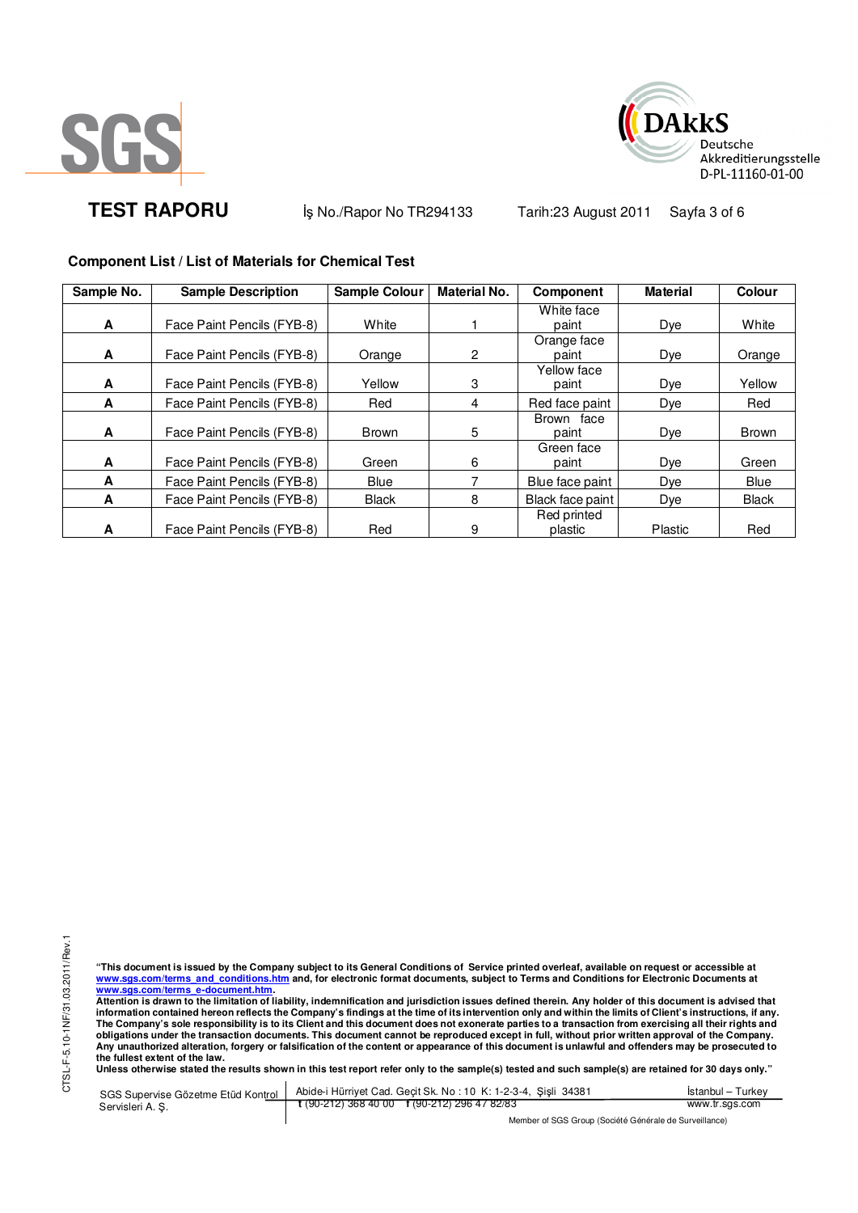**TEST RAPORU** İş No./Rapor No TR294133 Tarih:23 August 2011

**Component List / List of Materials for Chemical Test**

| Sample No. | Sample Description | Sample Colour | Material No. | Component | Material | Colour |
|---|---|---|---|---|---|---|
| A | Face Paint Pencils (FYB-8) | White | 1 | White face paint | Dye | White |
| A | Face Paint Pencils (FYB-8) | Orange | 2 | Orange face paint | Dye | Orange |
| A | Face Paint Pencils (FYB-8) | Yellow | 3 | Yellow face paint | Dye | Yellow |
| A | Face Paint Pencils (FYB-8) | Red | 4 | Red face paint | Dye | Red |
| A | Face Paint Pencils (FYB-8) | Brown | 5 | Brown face paint | Dye | Brown |
| A | Face Paint Pencils (FYB-8) | Green | 6 | Green face paint | Dye | Green |
| A | Face Paint Pencils (FYB-8) | Blue | 7 | Blue face paint | Dye | Blue |
| A | Face Paint Pencils (FYB-8) | Black | 8 | Black face paint | Dye | Black |
| A | Face Paint Pencils (FYB-8) | Red | 9 | Red printed plastic | Plastic | Red |

**"This document is issued by the Company subject to its General Conditions of Service printed overleaf, available on request or accessible at www.sgs.com/terms_and_conditions.htm and, for electronic format documents, subject to Terms and Conditions for Electronic Documents at www.sgs.com/terms_e-document.htm.**
**Attention is drawn to the limitation of liability, indemnification and jurisdiction issues defined therein. Any holder of this document is advised that information contained hereon reflects the Company's findings at the time of its intervention only and within the limits of Client's instructions, if any. The Company's sole responsibility is to its Client and this document does not exonerate parties to a transaction from exercising all their rights and obligations under the transaction documents. This document cannot be reproduced except in full, without prior written approval of the Company. Any unauthorized alteration, forgery or falsification of the content or appearance of this document is unlawful and offenders may be prosecuted to the fullest extent of the law.**
**Unless otherwise stated the results shown in this test report refer only to the sample(s) tested and such sample(s) are retained for 30 days only."**

SGS Supervise Gözetme Etüd Kontrol Servisleri A. Ş. | Abide-i Hürriyet Cad. Geçit Sk. No : 10 K: 1-2-3-4, Şişli 34381 | İstanbul – Turkey
t (90-212) 368 40 00 f (90-212) 296 47 82/83 | www.tr.sgs.com

Member of SGS Group (Société Générale de Surveillance)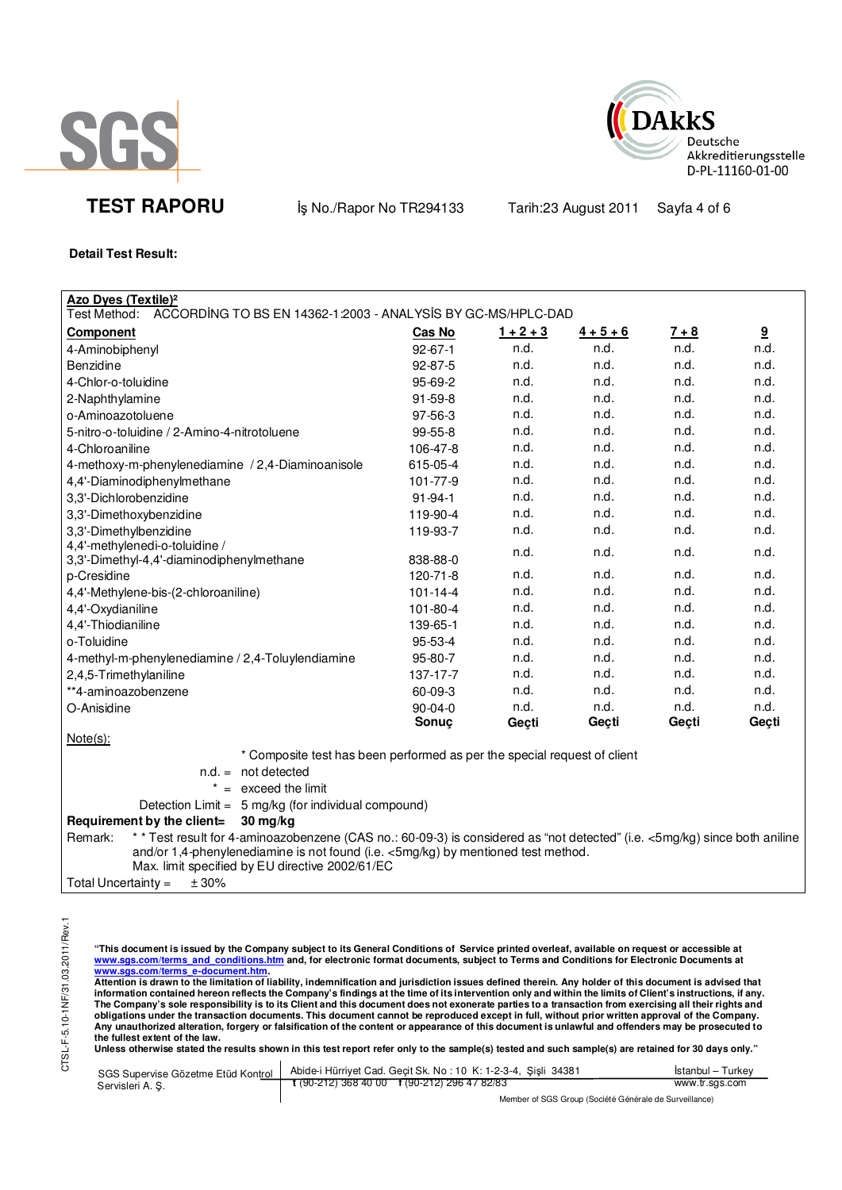**TEST RAPORU** İş No./Rapor No TR294133 Tarih:23 August 2011

**Detail Test Result:**

**Azo Dyes (Textile)²**

Test Method: ACCORDİNG TO BS EN 14362-1:2003 - ANALYSİS BY GC-MS/HPLC-DAD

| Component | Cas No | 1 + 2 + 3 | 4 + 5 + 6 | 7 + 8 | 9 |
|---|---|---|---|---|---|
| 4-Aminobiphenyl | 92-67-1 | n.d. | n.d. | n.d. | n.d. |
| Benzidine | 92-87-5 | n.d. | n.d. | n.d. | n.d. |
| 4-Chlor-o-toluidine | 95-69-2 | n.d. | n.d. | n.d. | n.d. |
| 2-Naphthylamine | 91-59-8 | n.d. | n.d. | n.d. | n.d. |
| o-Aminoazotoluene | 97-56-3 | n.d. | n.d. | n.d. | n.d. |
| 5-nitro-o-toluidine / 2-Amino-4-nitrotoluene | 99-55-8 | n.d. | n.d. | n.d. | n.d. |
| 4-Chloroaniline | 106-47-8 | n.d. | n.d. | n.d. | n.d. |
| 4-methoxy-m-phenylenediamine / 2,4-Diaminoanisole | 615-05-4 | n.d. | n.d. | n.d. | n.d. |
| 4,4'-Diaminodiphenylmethane | 101-77-9 | n.d. | n.d. | n.d. | n.d. |
| 3,3'-Dichlorobenzidine | 91-94-1 | n.d. | n.d. | n.d. | n.d. |
| 3,3'-Dimethoxybenzidine | 119-90-4 | n.d. | n.d. | n.d. | n.d. |
| 3,3'-Dimethylbenzidine | 119-93-7 | n.d. | n.d. | n.d. | n.d. |
| 4,4'-methylenedi-o-toluidine / 3,3'-Dimethyl-4,4'-diaminodiphenylmethane | 838-88-0 | n.d. | n.d. | n.d. | n.d. |
| p-Cresidine | 120-71-8 | n.d. | n.d. | n.d. | n.d. |
| 4,4'-Methylene-bis-(2-chloroaniline) | 101-14-4 | n.d. | n.d. | n.d. | n.d. |
| 4,4'-Oxydianiline | 101-80-4 | n.d. | n.d. | n.d. | n.d. |
| 4,4'-Thiodianiline | 139-65-1 | n.d. | n.d. | n.d. | n.d. |
| o-Toluidine | 95-53-4 | n.d. | n.d. | n.d. | n.d. |
| 4-methyl-m-phenylenediamine / 2,4-Toluylendiamine | 95-80-7 | n.d. | n.d. | n.d. | n.d. |
| 2,4,5-Trimethylaniline | 137-17-7 | n.d. | n.d. | n.d. | n.d. |
| **4-aminoazobenzene | 60-09-3 | n.d. | n.d. | n.d. | n.d. |
| O-Anisidine | 90-04-0 | n.d. | n.d. | n.d. | n.d. |
| | **Sonuç** | **Geçti** | **Geçti** | **Geçti** | **Geçti** |

Note(s):

* Composite test has been performed as per the special request of client

n.d. = not detected

* = exceed the limit

Detection Limit = 5 mg/kg (for individual compound)

**Requirement by the client= 30 mg/kg**

Remark: * * Test result for 4-aminoazobenzene (CAS no.: 60-09-3) is considered as "not detected" (i.e. <5mg/kg) since both aniline and/or 1,4-phenylenediamine is not found (i.e. <5mg/kg) by mentioned test method.
Max. limit specified by EU directive 2002/61/EC

Total Uncertainty = ± 30%

**"This document is issued by the Company subject to its General Conditions of Service printed overleaf, available on request or accessible at www.sgs.com/terms_and_conditions.htm and, for electronic format documents, subject to Terms and Conditions for Electronic Documents at www.sgs.com/terms_e-document.htm.**
**Attention is drawn to the limitation of liability, indemnification and jurisdiction issues defined therein. Any holder of this document is advised that information contained hereon reflects the Company's findings at the time of its intervention only and within the limits of Client's instructions, if any. The Company's sole responsibility is to its Client and this document does not exonerate parties to a transaction from exercising all their rights and obligations under the transaction documents. This document cannot be reproduced except in full, without prior written approval of the Company. Any unauthorized alteration, forgery or falsification of the content or appearance of this document is unlawful and offenders may be prosecuted to the fullest extent of the law.**
**Unless otherwise stated the results shown in this test report refer only to the sample(s) tested and such sample(s) are retained for 30 days only."**

SGS Supervise Gözetme Etüd Kontrol Servisleri A. Ş. | Abide-i Hürriyet Cad. Geçit Sk. No : 10 K: 1-2-3-4, Şişli 34381 | t (90-212) 368 40 00 f (90-212) 296 47 82/83 | İstanbul – Turkey | www.tr.sgs.com

Member of SGS Group (Société Générale de Surveillance)

CTSL-F-5.10-1NF/31.03.2011/Rev.1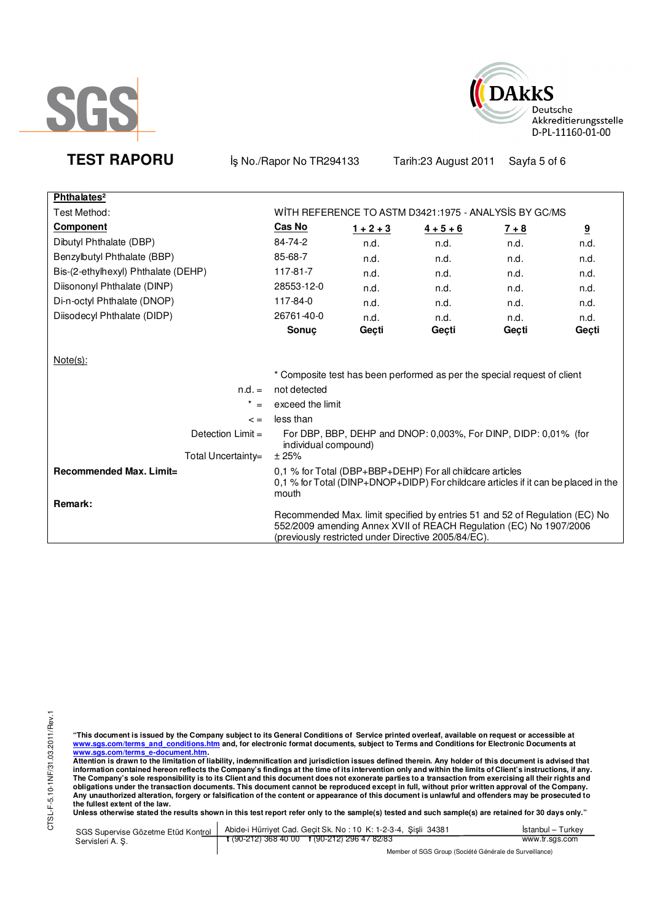**TEST RAPORU** İş No./Rapor No TR294133 Tarih:23 August 2011

| **Phthalates²** | | | | | |
|---|---|---|---|---|---|
| Test Method: | WİTH REFERENCE TO ASTM D3421:1975 - ANALYSİS BY GC/MS | | | | |
| **Component** | **Cas No** | **1 + 2 + 3** | **4 + 5 + 6** | **7 + 8** | **9** |
| Dibutyl Phthalate (DBP) | 84-74-2 | n.d. | n.d. | n.d. | n.d. |
| Benzylbutyl Phthalate (BBP) | 85-68-7 | n.d. | n.d. | n.d. | n.d. |
| Bis-(2-ethylhexyl) Phthalate (DEHP) | 117-81-7 | n.d. | n.d. | n.d. | n.d. |
| Diisononyl Phthalate (DINP) | 28553-12-0 | n.d. | n.d. | n.d. | n.d. |
| Di-n-octyl Phthalate (DNOP) | 117-84-0 | n.d. | n.d. | n.d. | n.d. |
| Diisodecyl Phthalate (DIDP) | 26761-40-0 | n.d. | n.d. | n.d. | n.d. |
| | **Sonuç** | **Geçti** | **Geçti** | **Geçti** | **Geçti** |

Note(s):

\* Composite test has been performed as per the special request of client

- n.d. = not detected
- \* = exceed the limit
- < = less than
- Detection Limit = For DBP, BBP, DEHP and DNOP: 0,003%, For DINP, DIDP: 0,01% (for individual compound)
- Total Uncertainty= ± 25%

**Recommended Max. Limit=**
0,1 % for Total (DBP+BBP+DEHP) For all childcare articles
0,1 % for Total (DINP+DNOP+DIDP) For childcare articles if it can be placed in the mouth

**Remark:**
Recommended Max. limit specified by entries 51 and 52 of Regulation (EC) No 552/2009 amending Annex XVII of REACH Regulation (EC) No 1907/2006 (previously restricted under Directive 2005/84/EC).

**"This document is issued by the Company subject to its General Conditions of Service printed overleaf, available on request or accessible at www.sgs.com/terms_and_conditions.htm and, for electronic format documents, subject to Terms and Conditions for Electronic Documents at www.sgs.com/terms_e-document.htm. Attention is drawn to the limitation of liability, indemnification and jurisdiction issues defined therein. Any holder of this document is advised that information contained hereon reflects the Company's findings at the time of its intervention only and within the limits of Client's instructions, if any. The Company's sole responsibility is to its Client and this document does not exonerate parties to a transaction from exercising all their rights and obligations under the transaction documents. This document cannot be reproduced except in full, without prior written approval of the Company. Any unauthorized alteration, forgery or falsification of the content or appearance of this document is unlawful and offenders may be prosecuted to the fullest extent of the law. Unless otherwise stated the results shown in this test report refer only to the sample(s) tested and such sample(s) are retained for 30 days only."**

SGS Supervise Gözetme Etüd Kontrol Servisleri A. Ş. | Abide-i Hürriyet Cad. Geçit Sk. No : 10 K: 1-2-3-4, Şişli 34381 | İstanbul – Turkey
t (90-212) 368 40 00 f (90-212) 296 47 82/83 | www.tr.sgs.com

Member of SGS Group (Société Générale de Surveillance)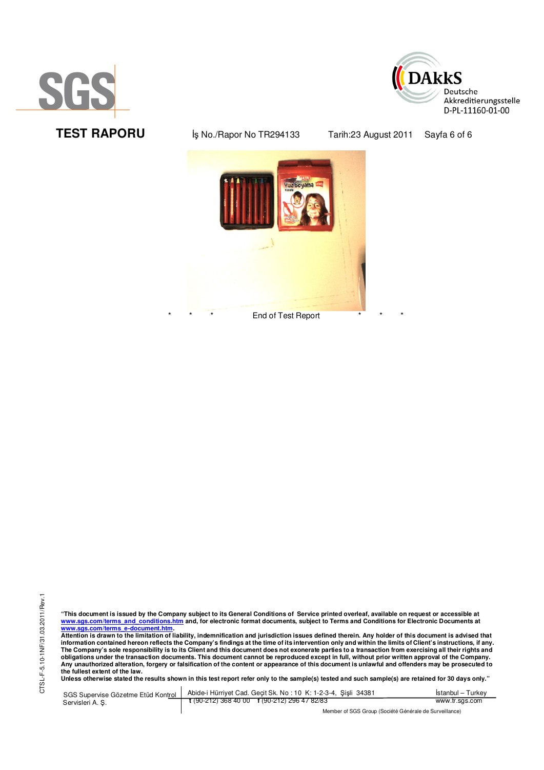\*     \*     \*     End of Test Report     \*     \*     \*

**"This document is issued by the Company subject to its General Conditions of Service printed overleaf, available on request or accessible at www.sgs.com/terms_and_conditions.htm and, for electronic format documents, subject to Terms and Conditions for Electronic Documents at www.sgs.com/terms_e-document.htm.**
**Attention is drawn to the limitation of liability, indemnification and jurisdiction issues defined therein. Any holder of this document is advised that information contained hereon reflects the Company's findings at the time of its intervention only and within the limits of Client's instructions, if any. The Company's sole responsibility is to its Client and this document does not exonerate parties to a transaction from exercising all their rights and obligations under the transaction documents. This document cannot be reproduced except in full, without prior written approval of the Company. Any unauthorized alteration, forgery or falsification of the content or appearance of this document is unlawful and offenders may be prosecuted to the fullest extent of the law.**
**Unless otherwise stated the results shown in this test report refer only to the sample(s) tested and such sample(s) are retained for 30 days only."**

SGS Supervise Gözetme Etüd Kontrol Servisleri A. Ş. | Abide-i Hürriyet Cad. Geçit Sk. No : 10 K: 1-2-3-4, Şişli 34381 | İstanbul – Turkey
t (90-212) 368 40 00 f (90-212) 296 47 82/83 | www.tr.sgs.com

Member of SGS Group (Société Générale de Surveillance)

CTSL-F-5.10-1NF/31.03.2011/Rev.1